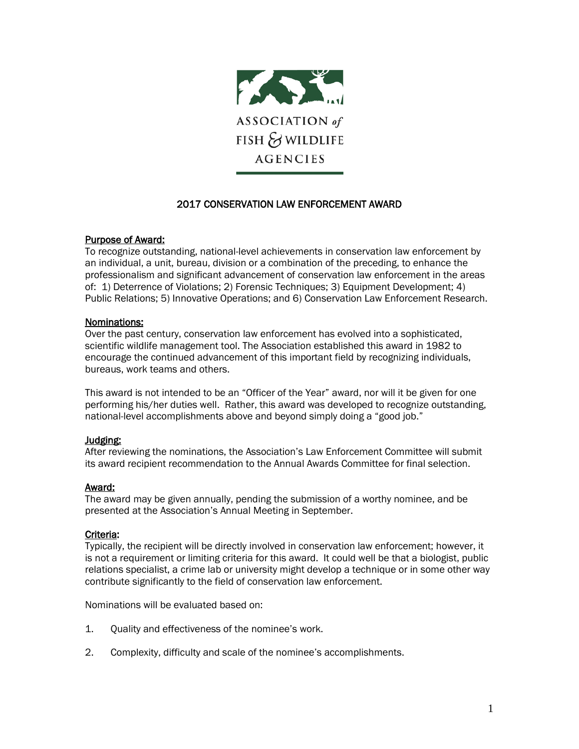ASSOCIATION *of* FISH & WILDLIFE AGENCIES

# 2017 CONSERVATION LAW ENFORCEMENT AWARD

## Purpose of Award:

To recognize outstanding, national-level achievements in conservation law enforcement by an individual, a unit, bureau, division or a combination of the preceding, to enhance the professionalism and significant advancement of conservation law enforcement in the areas of: 1) Deterrence of Violations; 2) Forensic Techniques; 3) Equipment Development; 4) Public Relations; 5) Innovative Operations; and 6) Conservation Law Enforcement Research.

## Nominations:

Over the past century, conservation law enforcement has evolved into a sophisticated, scientific wildlife management tool. The Association established this award in 1982 to encourage the continued advancement of this important field by recognizing individuals, bureaus, work teams and others.

This award is not intended to be an "Officer of the Year" award, nor will it be given for one performing his/her duties well. Rather, this award was developed to recognize outstanding, national-level accomplishments above and beyond simply doing a "good job."

## Judging:

After reviewing the nominations, the Association's Law Enforcement Committee will submit its award recipient recommendation to the Annual Awards Committee for final selection.

## Award:

The award may be given annually, pending the submission of a worthy nominee, and be presented at the Association's Annual Meeting in September.

## Criteria:

Typically, the recipient will be directly involved in conservation law enforcement; however, it is not a requirement or limiting criteria for this award. It could well be that a biologist, public relations specialist, a crime lab or university might develop a technique or in some other way contribute significantly to the field of conservation law enforcement.

Nominations will be evaluated based on:

1. Quality and effectiveness of the nominee's work.

2. Complexity, difficulty and scale of the nominee's accomplishments.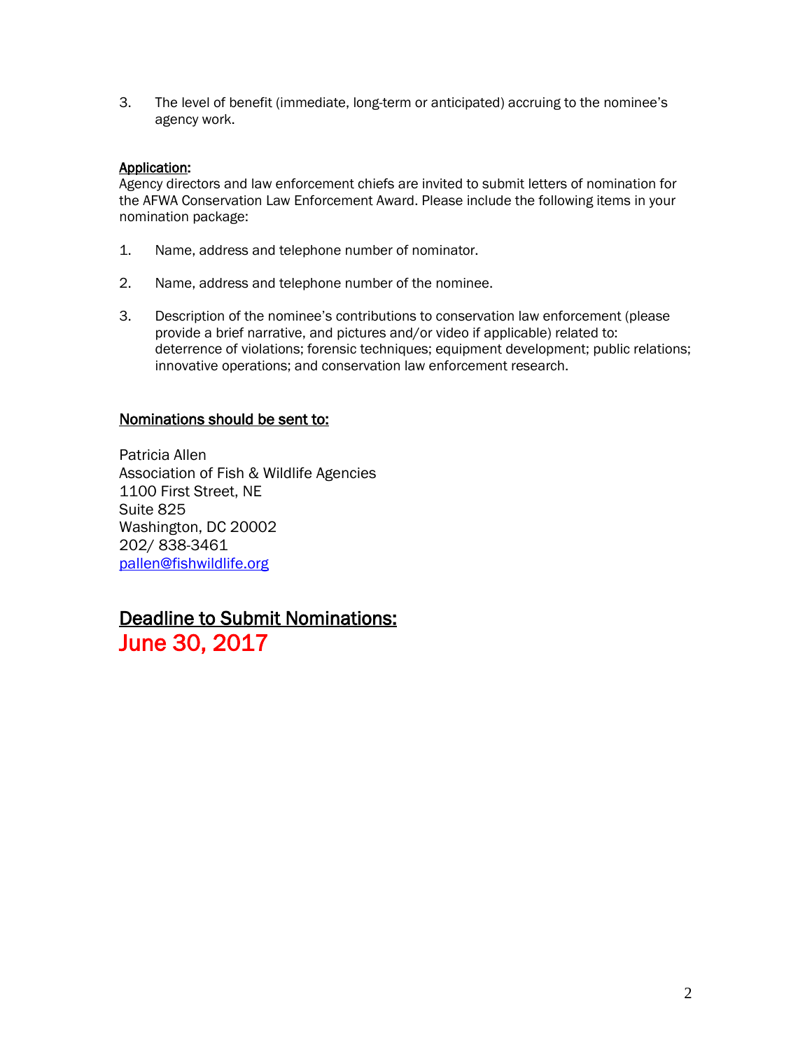3. The level of benefit (immediate, long-term or anticipated) accruing to the nominee's agency work.

**Application:**
Agency directors and law enforcement chiefs are invited to submit letters of nomination for the AFWA Conservation Law Enforcement Award. Please include the following items in your nomination package:

1. Name, address and telephone number of nominator.

2. Name, address and telephone number of the nominee.

3. Description of the nominee's contributions to conservation law enforcement (please provide a brief narrative, and pictures and/or video if applicable) related to: deterrence of violations; forensic techniques; equipment development; public relations; innovative operations; and conservation law enforcement research.

**Nominations should be sent to:**

Patricia Allen
Association of Fish & Wildlife Agencies
1100 First Street, NE
Suite 825
Washington, DC 20002
202/ 838-3461
pallen@fishwildlife.org

## Deadline to Submit Nominations:
## June 30, 2017